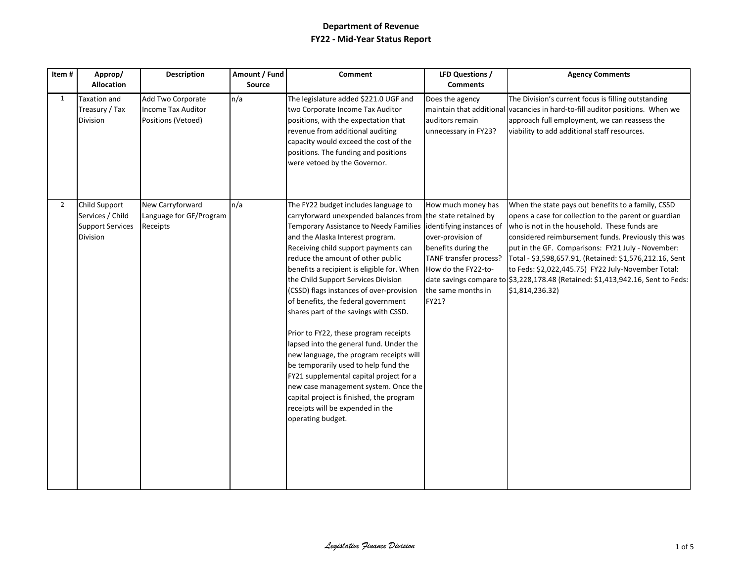# Department of Revenue
## FY22 - Mid-Year Status Report

| Item # | Approp/ Allocation | Description | Amount / Fund Source | Comment | LFD Questions / Comments | Agency Comments |
|---|---|---|---|---|---|---|
| 1 | Taxation and Treasury / Tax Division | Add Two Corporate Income Tax Auditor Positions (Vetoed) | n/a | The legislature added $221.0 UGF and two Corporate Income Tax Auditor positions, with the expectation that revenue from additional auditing capacity would exceed the cost of the positions. The funding and positions were vetoed by the Governor. | Does the agency maintain that additional auditors remain unnecessary in FY23? | The Division's current focus is filling outstanding vacancies in hard-to-fill auditor positions. When we approach full employment, we can reassess the viability to add additional staff resources. |
| 2 | Child Support Services / Child Support Services Division | New Carryforward Language for GF/Program Receipts | n/a | The FY22 budget includes language to carryforward unexpended balances from Temporary Assistance to Needy Families and the Alaska Interest program. Receiving child support payments can reduce the amount of other public benefits a recipient is eligible for. When the Child Support Services Division (CSSD) flags instances of over-provision of benefits, the federal government shares part of the savings with CSSD.<br><br>Prior to FY22, these program receipts lapsed into the general fund. Under the new language, the program receipts will be temporarily used to help fund the FY21 supplemental capital project for a new case management system. Once the capital project is finished, the program receipts will be expended in the operating budget. | How much money has the state retained by identifying instances of over-provision of benefits during the TANF transfer process? How do the FY22-to-date savings compare to the same months in FY21? | When the state pays out benefits to a family, CSSD opens a case for collection to the parent or guardian who is not in the household. These funds are considered reimbursement funds. Previously this was put in the GF. Comparisons: FY21 July - November: Total - $3,598,657.91, (Retained: $1,576,212.16, Sent to Feds: $2,022,445.75) FY22 July-November Total: $3,228,178.48 (Retained: $1,413,942.16, Sent to Feds: $1,814,236.32) |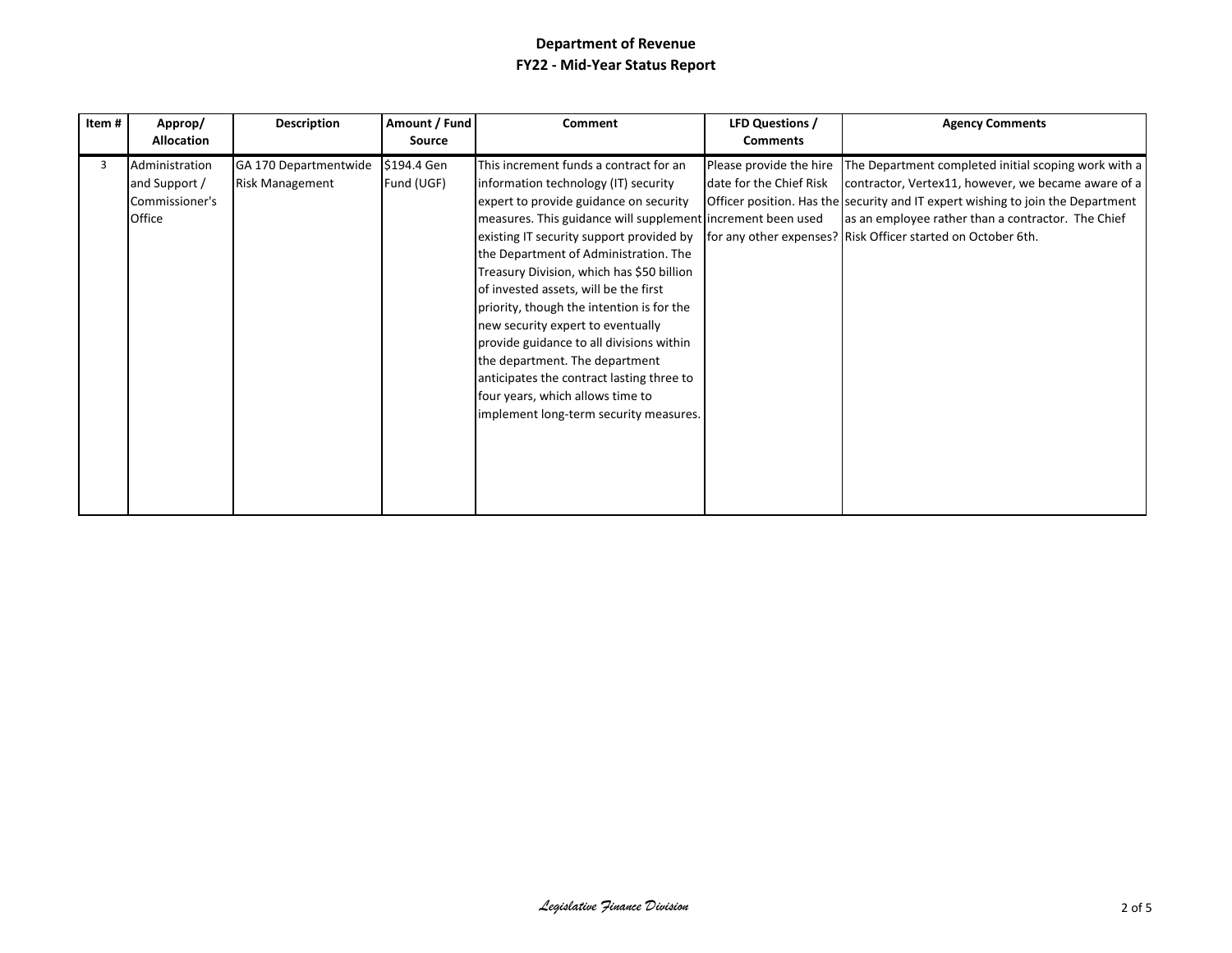**Department of Revenue**
**FY22 - Mid-Year Status Report**

| Item # | Approp/ Allocation | Description | Amount / Fund Source | Comment | LFD Questions / Comments | Agency Comments |
|---|---|---|---|---|---|---|
| 3 | Administration and Support / Commissioner's Office | GA 170 Departmentwide Risk Management | $194.4 Gen Fund (UGF) | This increment funds a contract for an information technology (IT) security expert to provide guidance on security measures. This guidance will supplement existing IT security support provided by the Department of Administration. The Treasury Division, which has $50 billion of invested assets, will be the first priority, though the intention is for the new security expert to eventually provide guidance to all divisions within the department. The department anticipates the contract lasting three to four years, which allows time to implement long-term security measures. | Please provide the hire date for the Chief Risk Officer position. Has the increment been used for any other expenses? | The Department completed initial scoping work with a contractor, Vertex11, however, we became aware of a security and IT expert wishing to join the Department as an employee rather than a contractor. The Chief Risk Officer started on October 6th. |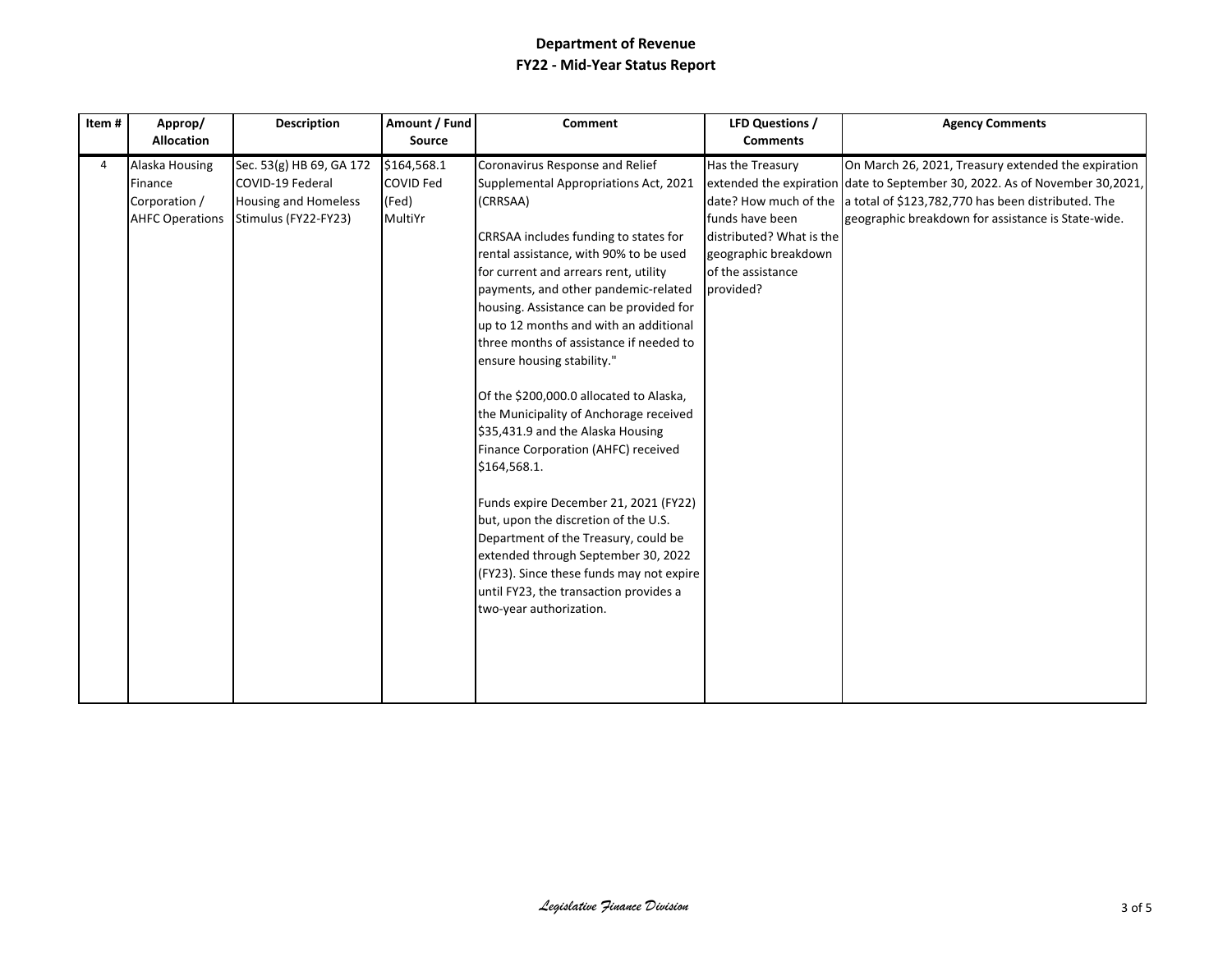# Department of Revenue
## FY22 - Mid-Year Status Report

| Item # | Approp/ Allocation | Description | Amount / Fund Source | Comment | LFD Questions / Comments | Agency Comments |
|---|---|---|---|---|---|---|
| 4 | Alaska Housing Finance Corporation / AHFC Operations | Sec. 53(g) HB 69, GA 172 COVID-19 Federal Housing and Homeless Stimulus (FY22-FY23) | $164,568.1 COVID Fed (Fed) MultiYr | Coronavirus Response and Relief Supplemental Appropriations Act, 2021 (CRRSAA)<br><br>CRRSAA includes funding to states for rental assistance, with 90% to be used for current and arrears rent, utility payments, and other pandemic-related housing. Assistance can be provided for up to 12 months and with an additional three months of assistance if needed to ensure housing stability."<br><br>Of the $200,000.0 allocated to Alaska, the Municipality of Anchorage received $35,431.9 and the Alaska Housing Finance Corporation (AHFC) received $164,568.1.<br><br>Funds expire December 21, 2021 (FY22) but, upon the discretion of the U.S. Department of the Treasury, could be extended through September 30, 2022 (FY23). Since these funds may not expire until FY23, the transaction provides a two-year authorization. | Has the Treasury extended the expiration date? How much of the funds have been distributed? What is the geographic breakdown of the assistance provided? | On March 26, 2021, Treasury extended the expiration date to September 30, 2022. As of November 30,2021, a total of $123,782,770 has been distributed. The geographic breakdown for assistance is State-wide. |

*Legislative Finance Division*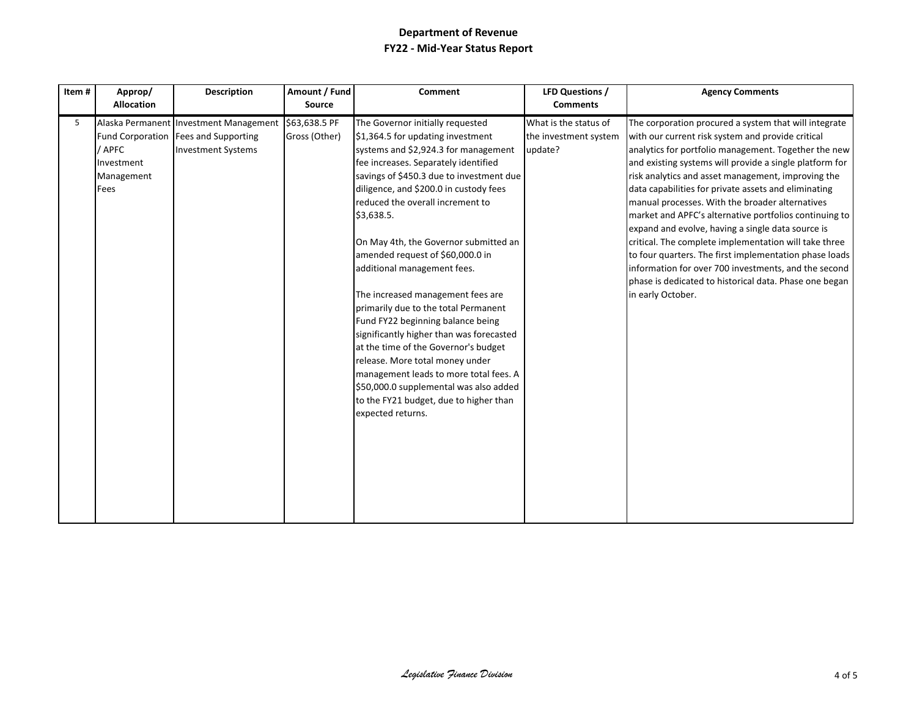# Department of Revenue
## FY22 - Mid-Year Status Report

| Item # | Approp/ Allocation | Description | Amount / Fund Source | Comment | LFD Questions / Comments | Agency Comments |
|---|---|---|---|---|---|---|
| 5 | Alaska Permanent Fund Corporation / APFC Investment Management Fees | Investment Management Fees and Supporting Investment Systems | $63,638.5 PF Gross (Other) | The Governor initially requested $1,364.5 for updating investment systems and $2,924.3 for management fee increases. Separately identified savings of $450.3 due to investment due diligence, and $200.0 in custody fees reduced the overall increment to $3,638.5.<br><br>On May 4th, the Governor submitted an amended request of $60,000.0 in additional management fees.<br><br>The increased management fees are primarily due to the total Permanent Fund FY22 beginning balance being significantly higher than was forecasted at the time of the Governor's budget release. More total money under management leads to more total fees. A $50,000.0 supplemental was also added to the FY21 budget, due to higher than expected returns. | What is the status of the investment system update? | The corporation procured a system that will integrate with our current risk system and provide critical analytics for portfolio management. Together the new and existing systems will provide a single platform for risk analytics and asset management, improving the data capabilities for private assets and eliminating manual processes. With the broader alternatives market and APFC's alternative portfolios continuing to expand and evolve, having a single data source is critical. The complete implementation will take three to four quarters. The first implementation phase loads information for over 700 investments, and the second phase is dedicated to historical data. Phase one began in early October. |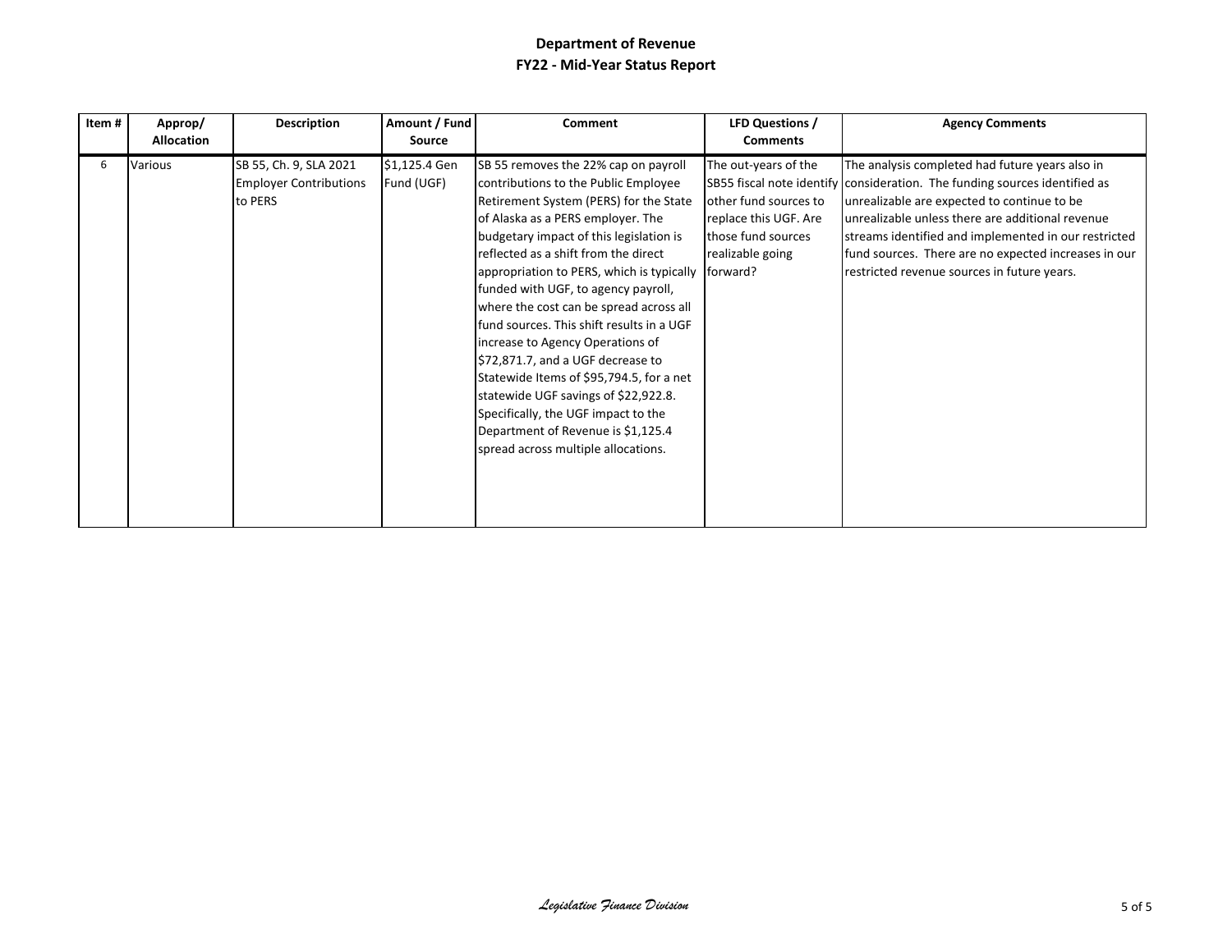# Department of Revenue
## FY22 - Mid-Year Status Report

| Item # | Approp/ Allocation | Description | Amount / Fund Source | Comment | LFD Questions / Comments | Agency Comments |
|---|---|---|---|---|---|---|
| 6 | Various | SB 55, Ch. 9, SLA 2021 Employer Contributions to PERS | $1,125.4 Gen Fund (UGF) | SB 55 removes the 22% cap on payroll contributions to the Public Employee Retirement System (PERS) for the State of Alaska as a PERS employer. The budgetary impact of this legislation is reflected as a shift from the direct appropriation to PERS, which is typically funded with UGF, to agency payroll, where the cost can be spread across all fund sources. This shift results in a UGF increase to Agency Operations of $72,871.7, and a UGF decrease to Statewide Items of $95,794.5, for a net statewide UGF savings of $22,922.8. Specifically, the UGF impact to the Department of Revenue is $1,125.4 spread across multiple allocations. | The out-years of the SB55 fiscal note identify other fund sources to replace this UGF. Are those fund sources realizable going forward? | The analysis completed had future years also in consideration. The funding sources identified as unrealizable are expected to continue to be unrealizable unless there are additional revenue streams identified and implemented in our restricted fund sources. There are no expected increases in our restricted revenue sources in future years. |

*Legislative Finance Division*